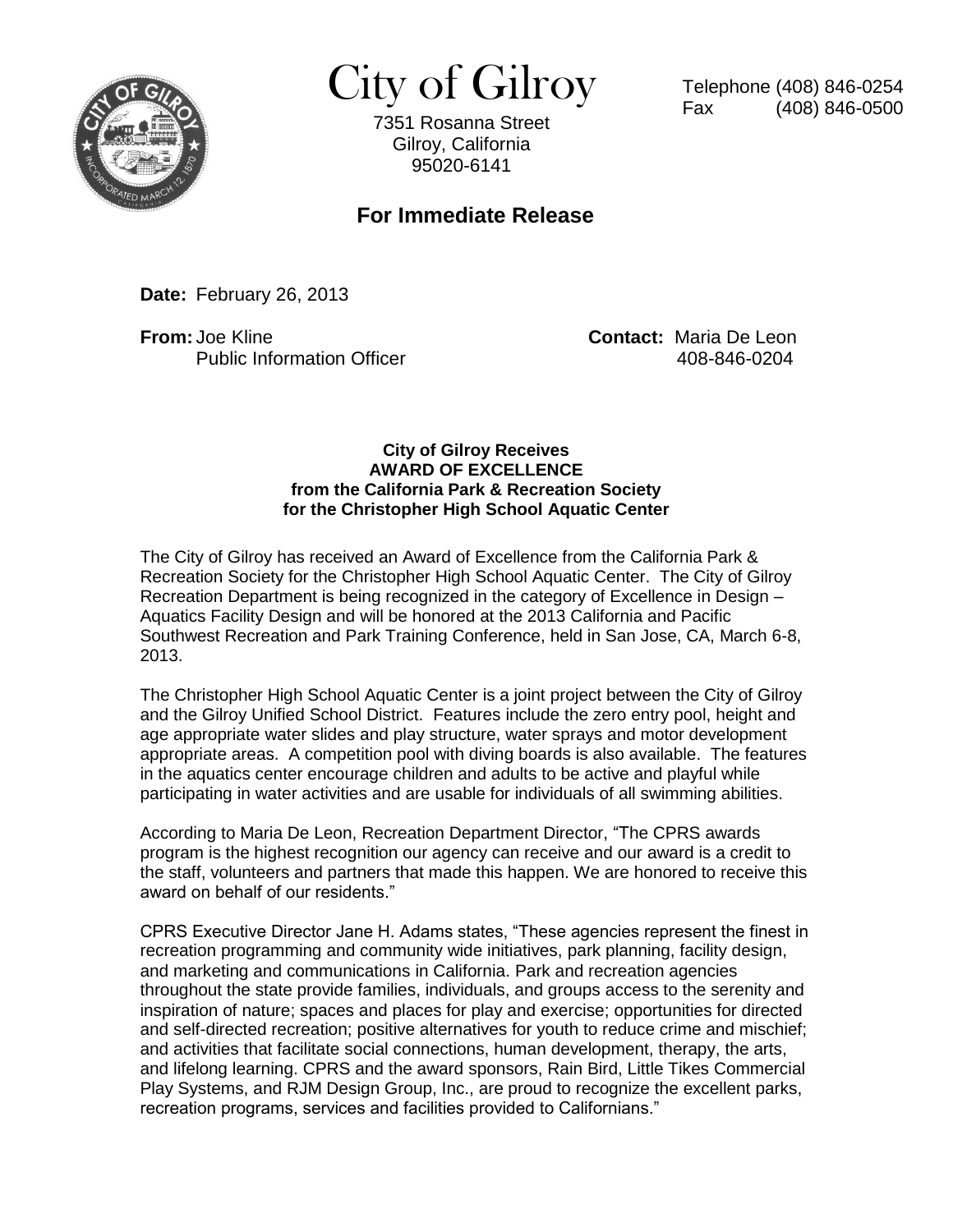# City of Gilroy

7351 Rosanna Street
Gilroy, California
95020-6141

Telephone (408) 846-0254
Fax (408) 846-0500

## For Immediate Release

**Date:** February 26, 2013

**From:** Joe Kline
Public Information Officer

**Contact:** Maria De Leon
408-846-0204

**City of Gilroy Receives**
**AWARD OF EXCELLENCE**
**from the California Park & Recreation Society**
**for the Christopher High School Aquatic Center**

The City of Gilroy has received an Award of Excellence from the California Park & Recreation Society for the Christopher High School Aquatic Center. The City of Gilroy Recreation Department is being recognized in the category of Excellence in Design – Aquatics Facility Design and will be honored at the 2013 California and Pacific Southwest Recreation and Park Training Conference, held in San Jose, CA, March 6-8, 2013.

The Christopher High School Aquatic Center is a joint project between the City of Gilroy and the Gilroy Unified School District. Features include the zero entry pool, height and age appropriate water slides and play structure, water sprays and motor development appropriate areas. A competition pool with diving boards is also available. The features in the aquatics center encourage children and adults to be active and playful while participating in water activities and are usable for individuals of all swimming abilities.

According to Maria De Leon, Recreation Department Director, "The CPRS awards program is the highest recognition our agency can receive and our award is a credit to the staff, volunteers and partners that made this happen. We are honored to receive this award on behalf of our residents."

CPRS Executive Director Jane H. Adams states, "These agencies represent the finest in recreation programming and community wide initiatives, park planning, facility design, and marketing and communications in California. Park and recreation agencies throughout the state provide families, individuals, and groups access to the serenity and inspiration of nature; spaces and places for play and exercise; opportunities for directed and self-directed recreation; positive alternatives for youth to reduce crime and mischief; and activities that facilitate social connections, human development, therapy, the arts, and lifelong learning. CPRS and the award sponsors, Rain Bird, Little Tikes Commercial Play Systems, and RJM Design Group, Inc., are proud to recognize the excellent parks, recreation programs, services and facilities provided to Californians."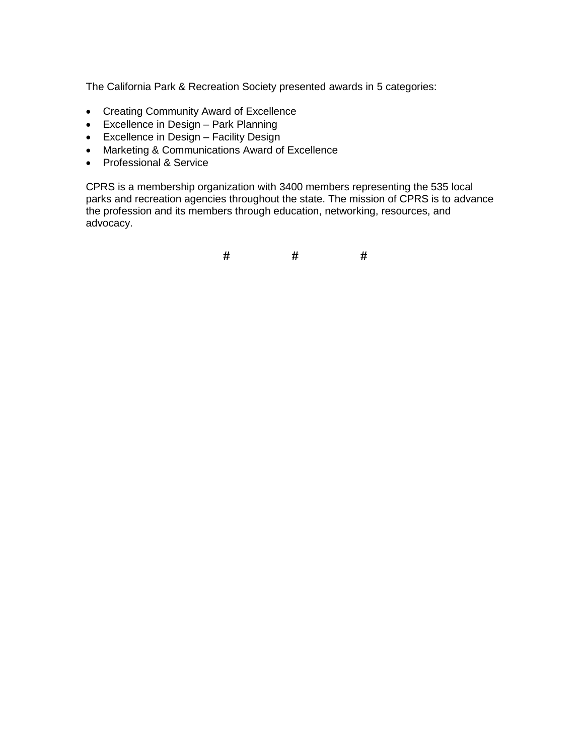The California Park & Recreation Society presented awards in 5 categories:

- Creating Community Award of Excellence
- Excellence in Design – Park Planning
- Excellence in Design – Facility Design
- Marketing & Communications Award of Excellence
- Professional & Service

CPRS is a membership organization with 3400 members representing the 535 local parks and recreation agencies throughout the state. The mission of CPRS is to advance the profession and its members through education, networking, resources, and advocacy.

# # #